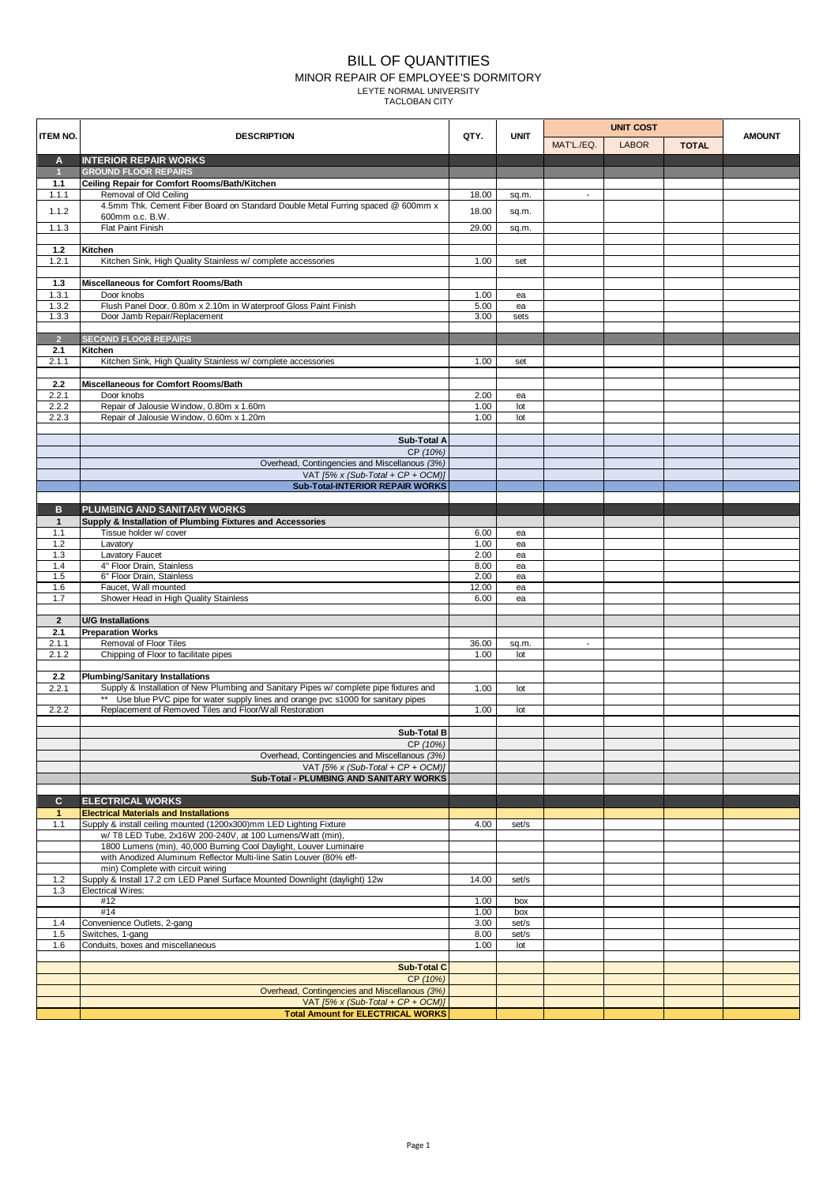# BILL OF QUANTITIES

## MINOR REPAIR OF EMPLOYEE'S DORMITORY

LEYTE NORMAL UNIVERSITY
TACLOBAN CITY

| ITEM NO. | DESCRIPTION | QTY. | UNIT | UNIT COST | | | AMOUNT |
|---|---|---|---|---|---|---|---|
| | | | | MAT'L./EQ. | LABOR | TOTAL | |
| **A** | **INTERIOR REPAIR WORKS** | | | | | | |
| **1** | **GROUND FLOOR REPAIRS** | | | | | | |
| **1.1** | **Ceiling Repair for Comfort Rooms/Bath/Kitchen** | | | | | | |
| 1.1.1 | Removal of Old Ceiling | 18.00 | sq.m. | - | | | |
| 1.1.2 | 4.5mm Thk. Cement Fiber Board on Standard Double Metal Furring spaced @ 600mm x 600mm o.c. B.W. | 18.00 | sq.m. | | | | |
| 1.1.3 | Flat Paint Finish | 29.00 | sq.m. | | | | |
| | | | | | | | |
| **1.2** | **Kitchen** | | | | | | |
| 1.2.1 | Kitchen Sink, High Quality Stainless w/ complete accessories | 1.00 | set | | | | |
| | | | | | | | |
| **1.3** | **Miscellaneous for Comfort Rooms/Bath** | | | | | | |
| 1.3.1 | Door knobs | 1.00 | ea | | | | |
| 1.3.2 | Flush Panel Door, 0.80m x 2.10m in Waterproof Gloss Paint Finish | 5.00 | ea | | | | |
| 1.3.3 | Door Jamb Repair/Replacement | 3.00 | sets | | | | |
| | | | | | | | |
| **2** | **SECOND FLOOR REPAIRS** | | | | | | |
| **2.1** | **Kitchen** | | | | | | |
| 2.1.1 | Kitchen Sink, High Quality Stainless w/ complete accessories | 1.00 | set | | | | |
| | | | | | | | |
| **2.2** | **Miscellaneous for Comfort Rooms/Bath** | | | | | | |
| 2.2.1 | Door knobs | 2.00 | ea | | | | |
| 2.2.2 | Repair of Jalousie Window, 0.80m x 1.60m | 1.00 | lot | | | | |
| 2.2.3 | Repair of Jalousie Window, 0.60m x 1.20m | 1.00 | lot | | | | |
| | | | | | | | |
| | **Sub-Total A** | | | | | | |
| | CP *(10%)* | | | | | | |
| | Overhead, Contingencies and Miscellanous *(3%)* | | | | | | |
| | VAT *[5% x (Sub-Total + CP + OCM)]* | | | | | | |
| | **Sub-Total-INTERIOR REPAIR WORKS** | | | | | | |
| | | | | | | | |
| **B** | **PLUMBING AND SANITARY WORKS** | | | | | | |
| **1** | **Supply & Installation of Plumbing Fixtures and Accessories** | | | | | | |
| 1.1 | Tissue holder w/ cover | 6.00 | ea | | | | |
| 1.2 | Lavatory | 1.00 | ea | | | | |
| 1.3 | Lavatory Faucet | 2.00 | ea | | | | |
| 1.4 | 4" Floor Drain, Stainless | 8.00 | ea | | | | |
| 1.5 | 6" Floor Drain, Stainless | 2.00 | ea | | | | |
| 1.6 | Faucet, Wall mounted | 12.00 | ea | | | | |
| 1.7 | Shower Head in High Quality Stainless | 6.00 | ea | | | | |
| | | | | | | | |
| **2** | **U/G Installations** | | | | | | |
| **2.1** | **Preparation Works** | | | | | | |
| 2.1.1 | Removal of Floor Tiles | 36.00 | sq.m. | - | | | |
| 2.1.2 | Chipping of Floor to facilitate pipes | 1.00 | lot | | | | |
| | | | | | | | |
| **2.2** | **Plumbing/Sanitary Installations** | | | | | | |
| 2.2.1 | Supply & Installation of New Plumbing and Sanitary Pipes w/ complete pipe fixtures and | 1.00 | lot | | | | |
| | ** Use blue PVC pipe for water supply lines and orange pvc s1000 for sanitary pipes | | | | | | |
| 2.2.2 | Replacement of Removed Tiles and Floor/Wall Restoration | 1.00 | lot | | | | |
| | | | | | | | |
| | **Sub-Total B** | | | | | | |
| | CP *(10%)* | | | | | | |
| | Overhead, Contingencies and Miscellaneous *(3%)* | | | | | | |
| | VAT *[5% x (Sub-Total + CP + OCM)]* | | | | | | |
| | **Sub-Total - PLUMBING AND SANITARY WORKS** | | | | | | |
| | | | | | | | |
| **C** | **ELECTRICAL WORKS** | | | | | | |
| **1** | **Electrical Materials and Installations** | | | | | | |
| 1.1 | Supply & install ceiling mounted (1200x300)mm LED Lighting Fixture w/ T8 LED Tube, 2x16W 200-240V, at 100 Lumens/Watt (min), 1800 Lumens (min), 40,000 Burning Cool Daylight, Louver Luminaire with Anodized Aluminum Reflector Multi-line Satin Louver (80% eff-min) Complete with circuit wiring | 4.00 | set/s | | | | |
| 1.2 | Supply & Install 17.2 cm LED Panel Surface Mounted Downlight (daylight) 12w | 14.00 | set/s | | | | |
| 1.3 | Electrical Wires: | | | | | | |
| | #12 | 1.00 | box | | | | |
| | #14 | 1.00 | box | | | | |
| 1.4 | Convenience Outlets, 2-gang | 3.00 | set/s | | | | |
| 1.5 | Switches, 1-gang | 8.00 | set/s | | | | |
| 1.6 | Conduits, boxes and miscellaneous | 1.00 | lot | | | | |
| | | | | | | | |
| | **Sub-Total C** | | | | | | |
| | CP *(10%)* | | | | | | |
| | Overhead, Contingencies and Miscellaneous *(3%)* | | | | | | |
| | VAT *[5% x (Sub-Total + CP + OCM)]* | | | | | | |
| | **Total Amount for ELECTRICAL WORKS** | | | | | | |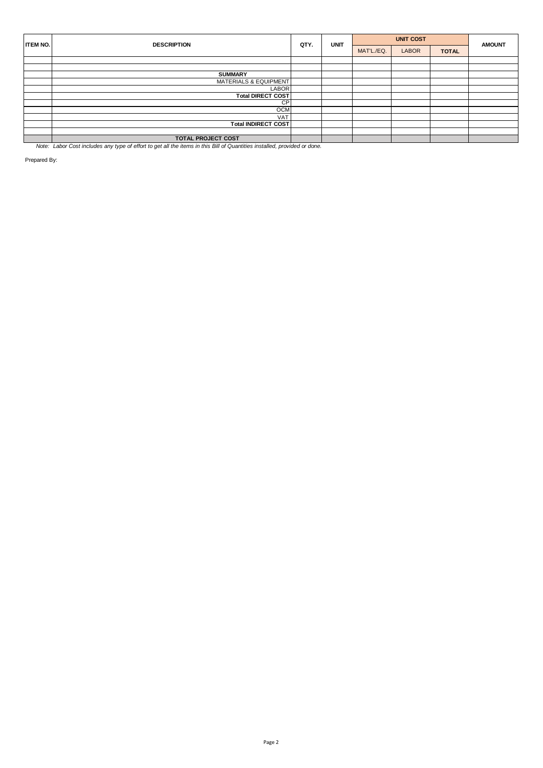| ITEM NO. | DESCRIPTION | QTY. | UNIT | UNIT COST | | | AMOUNT |
|---|---|---|---|---|---|---|---|
| | | | | MAT'L./EQ. | LABOR | TOTAL | |
| | | | | | | | |
| | | | | | | | |
| | **SUMMARY** | | | | | | |
| | MATERIALS & EQUIPMENT | | | | | | |
| | LABOR | | | | | | |
| | **Total DIRECT COST** | | | | | | |
| | CP | | | | | | |
| | OCM | | | | | | |
| | VAT | | | | | | |
| | **Total INDIRECT COST** | | | | | | |
| | | | | | | | |
| | **TOTAL PROJECT COST** | | | | | | |

*Note: Labor Cost includes any type of effort to get all the items in this Bill of Quantities installed, provided or done.*

Prepared By: